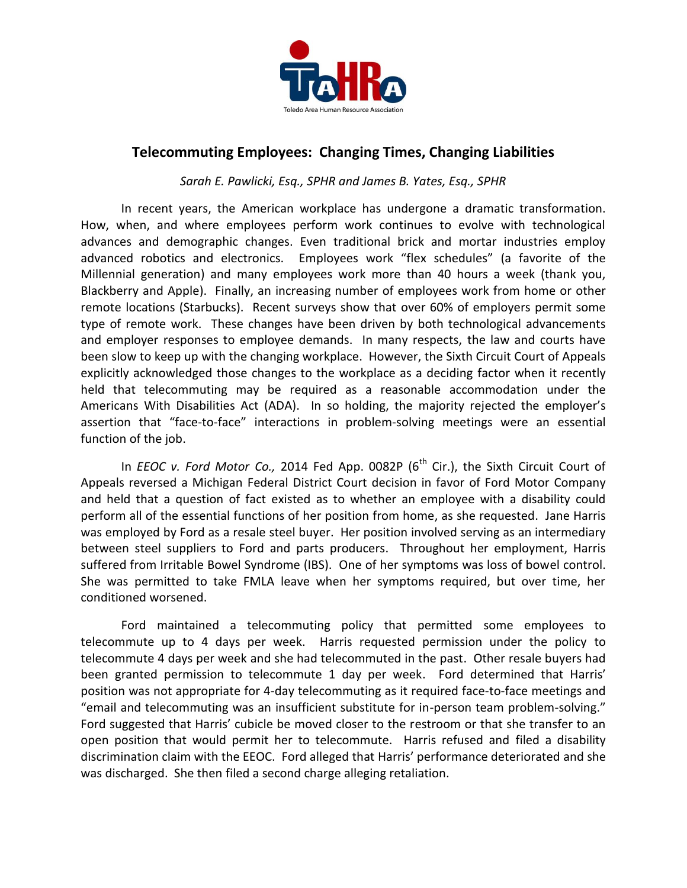# Telecommuting Employees: Changing Times, Changing Liabilities

*Sarah E. Pawlicki, Esq., SPHR and James B. Yates, Esq., SPHR*

In recent years, the American workplace has undergone a dramatic transformation. How, when, and where employees perform work continues to evolve with technological advances and demographic changes. Even traditional brick and mortar industries employ advanced robotics and electronics. Employees work "flex schedules" (a favorite of the Millennial generation) and many employees work more than 40 hours a week (thank you, Blackberry and Apple). Finally, an increasing number of employees work from home or other remote locations (Starbucks). Recent surveys show that over 60% of employers permit some type of remote work. These changes have been driven by both technological advancements and employer responses to employee demands. In many respects, the law and courts have been slow to keep up with the changing workplace. However, the Sixth Circuit Court of Appeals explicitly acknowledged those changes to the workplace as a deciding factor when it recently held that telecommuting may be required as a reasonable accommodation under the Americans With Disabilities Act (ADA). In so holding, the majority rejected the employer's assertion that "face-to-face" interactions in problem-solving meetings were an essential function of the job.

In *EEOC v. Ford Motor Co.,* 2014 Fed App. 0082P (6th Cir.), the Sixth Circuit Court of Appeals reversed a Michigan Federal District Court decision in favor of Ford Motor Company and held that a question of fact existed as to whether an employee with a disability could perform all of the essential functions of her position from home, as she requested. Jane Harris was employed by Ford as a resale steel buyer. Her position involved serving as an intermediary between steel suppliers to Ford and parts producers. Throughout her employment, Harris suffered from Irritable Bowel Syndrome (IBS). One of her symptoms was loss of bowel control. She was permitted to take FMLA leave when her symptoms required, but over time, her conditioned worsened.

Ford maintained a telecommuting policy that permitted some employees to telecommute up to 4 days per week. Harris requested permission under the policy to telecommute 4 days per week and she had telecommuted in the past. Other resale buyers had been granted permission to telecommute 1 day per week. Ford determined that Harris' position was not appropriate for 4-day telecommuting as it required face-to-face meetings and "email and telecommuting was an insufficient substitute for in-person team problem-solving." Ford suggested that Harris' cubicle be moved closer to the restroom or that she transfer to an open position that would permit her to telecommute. Harris refused and filed a disability discrimination claim with the EEOC. Ford alleged that Harris' performance deteriorated and she was discharged. She then filed a second charge alleging retaliation.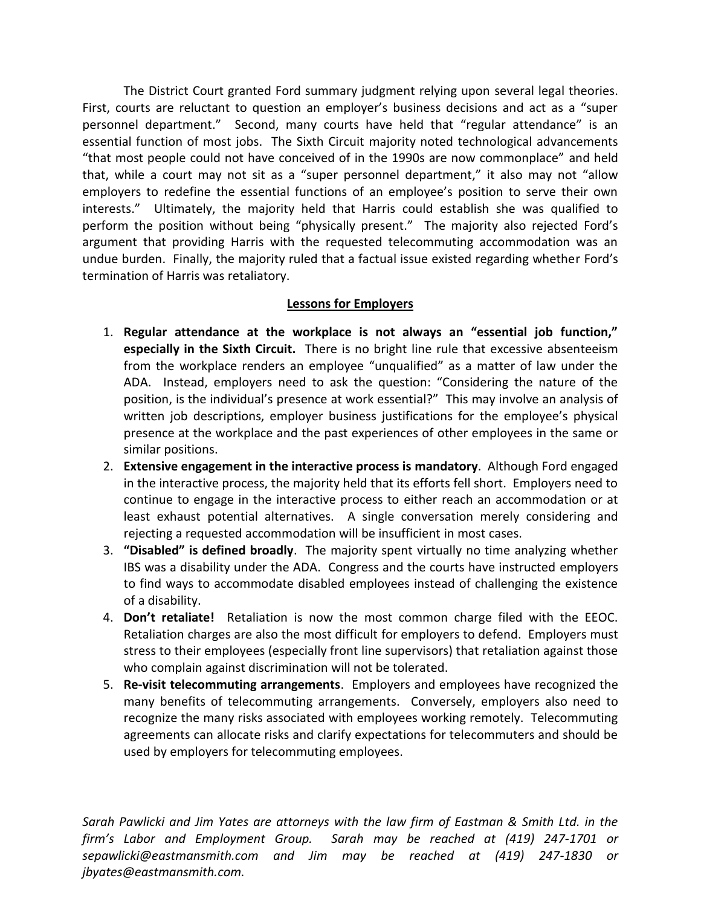The District Court granted Ford summary judgment relying upon several legal theories. First, courts are reluctant to question an employer's business decisions and act as a "super personnel department." Second, many courts have held that "regular attendance" is an essential function of most jobs. The Sixth Circuit majority noted technological advancements "that most people could not have conceived of in the 1990s are now commonplace" and held that, while a court may not sit as a "super personnel department," it also may not "allow employers to redefine the essential functions of an employee's position to serve their own interests." Ultimately, the majority held that Harris could establish she was qualified to perform the position without being "physically present." The majority also rejected Ford's argument that providing Harris with the requested telecommuting accommodation was an undue burden. Finally, the majority ruled that a factual issue existed regarding whether Ford's termination of Harris was retaliatory.

## Lessons for Employers

1. **Regular attendance at the workplace is not always an "essential job function," especially in the Sixth Circuit.** There is no bright line rule that excessive absenteeism from the workplace renders an employee "unqualified" as a matter of law under the ADA. Instead, employers need to ask the question: "Considering the nature of the position, is the individual's presence at work essential?" This may involve an analysis of written job descriptions, employer business justifications for the employee's physical presence at the workplace and the past experiences of other employees in the same or similar positions.
2. **Extensive engagement in the interactive process is mandatory**. Although Ford engaged in the interactive process, the majority held that its efforts fell short. Employers need to continue to engage in the interactive process to either reach an accommodation or at least exhaust potential alternatives. A single conversation merely considering and rejecting a requested accommodation will be insufficient in most cases.
3. **"Disabled" is defined broadly**. The majority spent virtually no time analyzing whether IBS was a disability under the ADA. Congress and the courts have instructed employers to find ways to accommodate disabled employees instead of challenging the existence of a disability.
4. **Don't retaliate!** Retaliation is now the most common charge filed with the EEOC. Retaliation charges are also the most difficult for employers to defend. Employers must stress to their employees (especially front line supervisors) that retaliation against those who complain against discrimination will not be tolerated.
5. **Re-visit telecommuting arrangements**. Employers and employees have recognized the many benefits of telecommuting arrangements. Conversely, employers also need to recognize the many risks associated with employees working remotely. Telecommuting agreements can allocate risks and clarify expectations for telecommuters and should be used by employers for telecommuting employees.

*Sarah Pawlicki and Jim Yates are attorneys with the law firm of Eastman & Smith Ltd. in the firm's Labor and Employment Group. Sarah may be reached at (419) 247-1701 or sepawlicki@eastmansmith.com and Jim may be reached at (419) 247-1830 or jbyates@eastmansmith.com.*